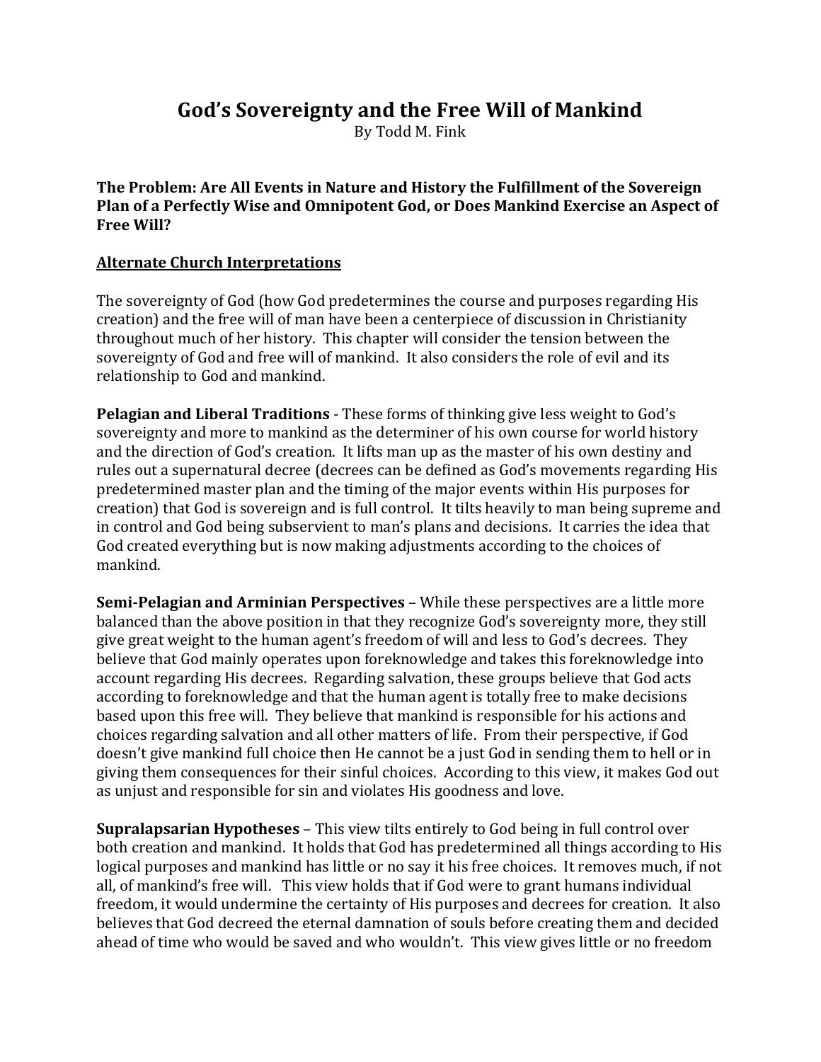# God's Sovereignty and the Free Will of Mankind

By Todd M. Fink

**The Problem: Are All Events in Nature and History the Fulfillment of the Sovereign Plan of a Perfectly Wise and Omnipotent God, or Does Mankind Exercise an Aspect of Free Will?**

## Alternate Church Interpretations

The sovereignty of God (how God predetermines the course and purposes regarding His creation) and the free will of man have been a centerpiece of discussion in Christianity throughout much of her history. This chapter will consider the tension between the sovereignty of God and free will of mankind. It also considers the role of evil and its relationship to God and mankind.

**Pelagian and Liberal Traditions** - These forms of thinking give less weight to God's sovereignty and more to mankind as the determiner of his own course for world history and the direction of God's creation. It lifts man up as the master of his own destiny and rules out a supernatural decree (decrees can be defined as God's movements regarding His predetermined master plan and the timing of the major events within His purposes for creation) that God is sovereign and is full control. It tilts heavily to man being supreme and in control and God being subservient to man's plans and decisions. It carries the idea that God created everything but is now making adjustments according to the choices of mankind.

**Semi-Pelagian and Arminian Perspectives** – While these perspectives are a little more balanced than the above position in that they recognize God's sovereignty more, they still give great weight to the human agent's freedom of will and less to God's decrees. They believe that God mainly operates upon foreknowledge and takes this foreknowledge into account regarding His decrees. Regarding salvation, these groups believe that God acts according to foreknowledge and that the human agent is totally free to make decisions based upon this free will. They believe that mankind is responsible for his actions and choices regarding salvation and all other matters of life. From their perspective, if God doesn't give mankind full choice then He cannot be a just God in sending them to hell or in giving them consequences for their sinful choices. According to this view, it makes God out as unjust and responsible for sin and violates His goodness and love.

**Supralapsarian Hypotheses** – This view tilts entirely to God being in full control over both creation and mankind. It holds that God has predetermined all things according to His logical purposes and mankind has little or no say it his free choices. It removes much, if not all, of mankind's free will. This view holds that if God were to grant humans individual freedom, it would undermine the certainty of His purposes and decrees for creation. It also believes that God decreed the eternal damnation of souls before creating them and decided ahead of time who would be saved and who wouldn't. This view gives little or no freedom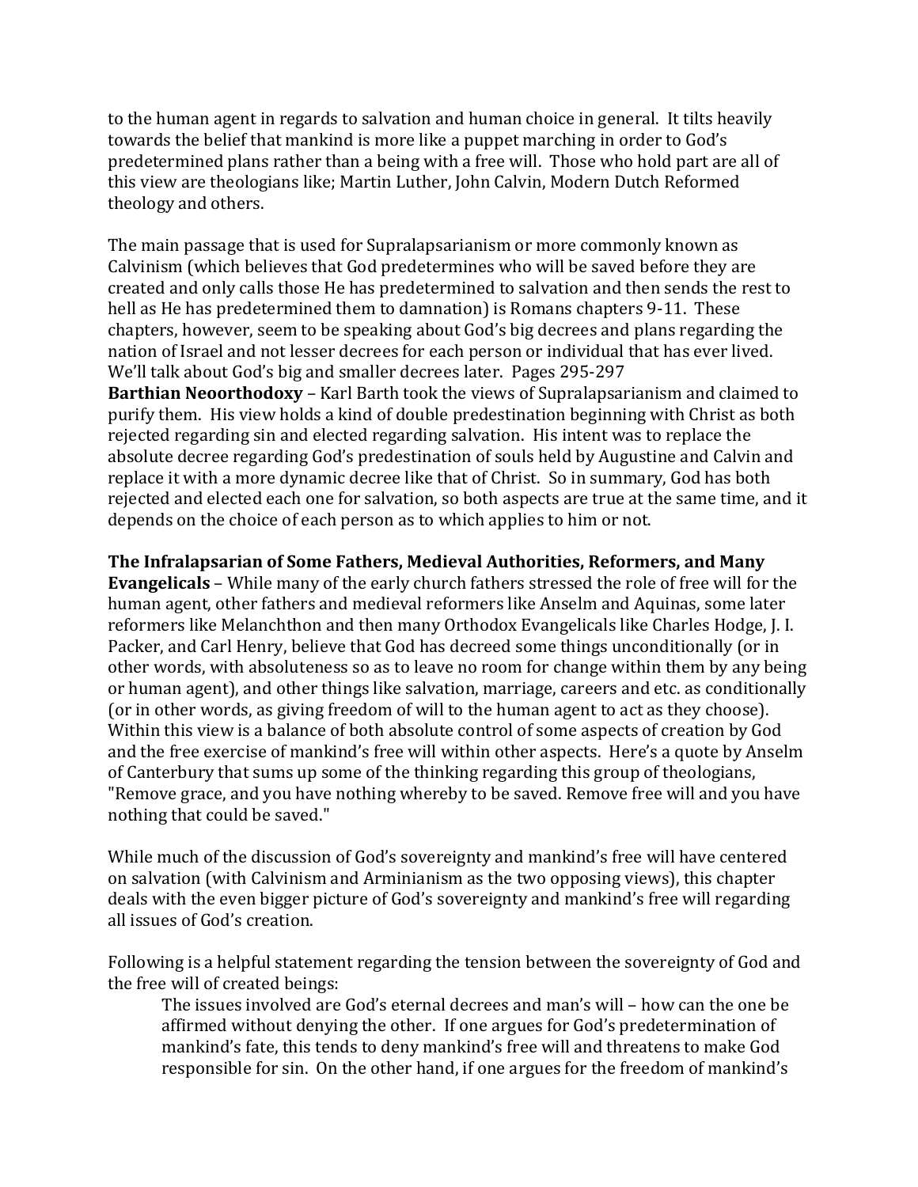to the human agent in regards to salvation and human choice in general. It tilts heavily towards the belief that mankind is more like a puppet marching in order to God's predetermined plans rather than a being with a free will. Those who hold part are all of this view are theologians like; Martin Luther, John Calvin, Modern Dutch Reformed theology and others.

The main passage that is used for Supralapsarianism or more commonly known as Calvinism (which believes that God predetermines who will be saved before they are created and only calls those He has predetermined to salvation and then sends the rest to hell as He has predetermined them to damnation) is Romans chapters 9-11. These chapters, however, seem to be speaking about God's big decrees and plans regarding the nation of Israel and not lesser decrees for each person or individual that has ever lived. We'll talk about God's big and smaller decrees later. Pages 295-297

**Barthian Neoorthodoxy** – Karl Barth took the views of Supralapsarianism and claimed to purify them. His view holds a kind of double predestination beginning with Christ as both rejected regarding sin and elected regarding salvation. His intent was to replace the absolute decree regarding God's predestination of souls held by Augustine and Calvin and replace it with a more dynamic decree like that of Christ. So in summary, God has both rejected and elected each one for salvation, so both aspects are true at the same time, and it depends on the choice of each person as to which applies to him or not.

**The Infralapsarian of Some Fathers, Medieval Authorities, Reformers, and Many Evangelicals** – While many of the early church fathers stressed the role of free will for the human agent, other fathers and medieval reformers like Anselm and Aquinas, some later reformers like Melanchthon and then many Orthodox Evangelicals like Charles Hodge, J. I. Packer, and Carl Henry, believe that God has decreed some things unconditionally (or in other words, with absoluteness so as to leave no room for change within them by any being or human agent), and other things like salvation, marriage, careers and etc. as conditionally (or in other words, as giving freedom of will to the human agent to act as they choose). Within this view is a balance of both absolute control of some aspects of creation by God and the free exercise of mankind's free will within other aspects. Here's a quote by Anselm of Canterbury that sums up some of the thinking regarding this group of theologians, "Remove grace, and you have nothing whereby to be saved. Remove free will and you have nothing that could be saved."

While much of the discussion of God's sovereignty and mankind's free will have centered on salvation (with Calvinism and Arminianism as the two opposing views), this chapter deals with the even bigger picture of God's sovereignty and mankind's free will regarding all issues of God's creation.

Following is a helpful statement regarding the tension between the sovereignty of God and the free will of created beings:

> The issues involved are God's eternal decrees and man's will – how can the one be affirmed without denying the other. If one argues for God's predetermination of mankind's fate, this tends to deny mankind's free will and threatens to make God responsible for sin. On the other hand, if one argues for the freedom of mankind's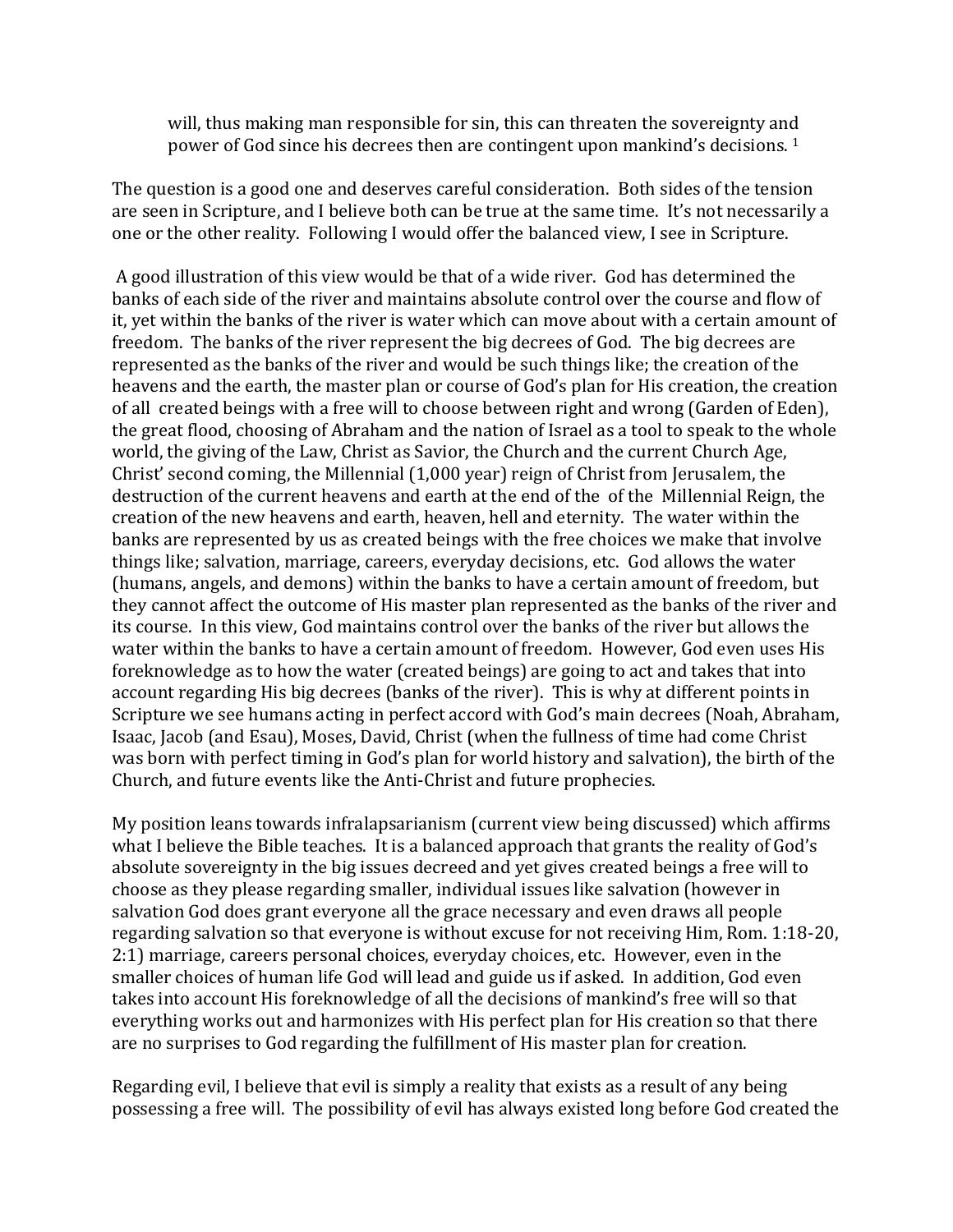> will, thus making man responsible for sin, this can threaten the sovereignty and power of God since his decrees then are contingent upon mankind's decisions. [1]

The question is a good one and deserves careful consideration. Both sides of the tension are seen in Scripture, and I believe both can be true at the same time. It's not necessarily a one or the other reality. Following I would offer the balanced view, I see in Scripture.

A good illustration of this view would be that of a wide river. God has determined the banks of each side of the river and maintains absolute control over the course and flow of it, yet within the banks of the river is water which can move about with a certain amount of freedom. The banks of the river represent the big decrees of God. The big decrees are represented as the banks of the river and would be such things like; the creation of the heavens and the earth, the master plan or course of God's plan for His creation, the creation of all created beings with a free will to choose between right and wrong (Garden of Eden), the great flood, choosing of Abraham and the nation of Israel as a tool to speak to the whole world, the giving of the Law, Christ as Savior, the Church and the current Church Age, Christ' second coming, the Millennial (1,000 year) reign of Christ from Jerusalem, the destruction of the current heavens and earth at the end of the of the Millennial Reign, the creation of the new heavens and earth, heaven, hell and eternity. The water within the banks are represented by us as created beings with the free choices we make that involve things like; salvation, marriage, careers, everyday decisions, etc. God allows the water (humans, angels, and demons) within the banks to have a certain amount of freedom, but they cannot affect the outcome of His master plan represented as the banks of the river and its course. In this view, God maintains control over the banks of the river but allows the water within the banks to have a certain amount of freedom. However, God even uses His foreknowledge as to how the water (created beings) are going to act and takes that into account regarding His big decrees (banks of the river). This is why at different points in Scripture we see humans acting in perfect accord with God's main decrees (Noah, Abraham, Isaac, Jacob (and Esau), Moses, David, Christ (when the fullness of time had come Christ was born with perfect timing in God's plan for world history and salvation), the birth of the Church, and future events like the Anti-Christ and future prophecies.

My position leans towards infralapsarianism (current view being discussed) which affirms what I believe the Bible teaches. It is a balanced approach that grants the reality of God's absolute sovereignty in the big issues decreed and yet gives created beings a free will to choose as they please regarding smaller, individual issues like salvation (however in salvation God does grant everyone all the grace necessary and even draws all people regarding salvation so that everyone is without excuse for not receiving Him, Rom. 1:18-20, 2:1) marriage, careers personal choices, everyday choices, etc. However, even in the smaller choices of human life God will lead and guide us if asked. In addition, God even takes into account His foreknowledge of all the decisions of mankind's free will so that everything works out and harmonizes with His perfect plan for His creation so that there are no surprises to God regarding the fulfillment of His master plan for creation.

Regarding evil, I believe that evil is simply a reality that exists as a result of any being possessing a free will. The possibility of evil has always existed long before God created the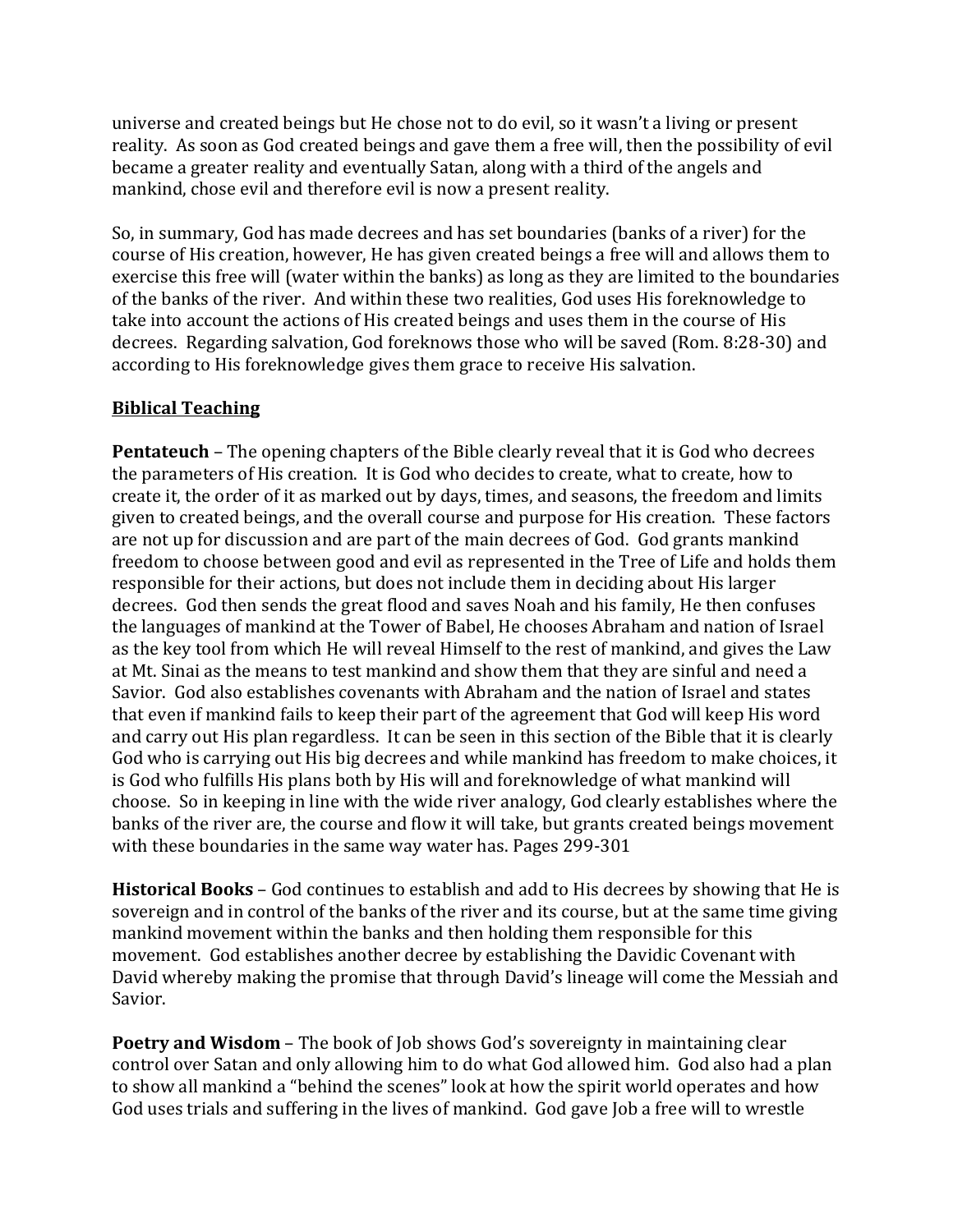universe and created beings but He chose not to do evil, so it wasn't a living or present reality. As soon as God created beings and gave them a free will, then the possibility of evil became a greater reality and eventually Satan, along with a third of the angels and mankind, chose evil and therefore evil is now a present reality.

So, in summary, God has made decrees and has set boundaries (banks of a river) for the course of His creation, however, He has given created beings a free will and allows them to exercise this free will (water within the banks) as long as they are limited to the boundaries of the banks of the river. And within these two realities, God uses His foreknowledge to take into account the actions of His created beings and uses them in the course of His decrees. Regarding salvation, God foreknows those who will be saved (Rom. 8:28-30) and according to His foreknowledge gives them grace to receive His salvation.

## Biblical Teaching

**Pentateuch** – The opening chapters of the Bible clearly reveal that it is God who decrees the parameters of His creation. It is God who decides to create, what to create, how to create it, the order of it as marked out by days, times, and seasons, the freedom and limits given to created beings, and the overall course and purpose for His creation. These factors are not up for discussion and are part of the main decrees of God. God grants mankind freedom to choose between good and evil as represented in the Tree of Life and holds them responsible for their actions, but does not include them in deciding about His larger decrees. God then sends the great flood and saves Noah and his family, He then confuses the languages of mankind at the Tower of Babel, He chooses Abraham and nation of Israel as the key tool from which He will reveal Himself to the rest of mankind, and gives the Law at Mt. Sinai as the means to test mankind and show them that they are sinful and need a Savior. God also establishes covenants with Abraham and the nation of Israel and states that even if mankind fails to keep their part of the agreement that God will keep His word and carry out His plan regardless. It can be seen in this section of the Bible that it is clearly God who is carrying out His big decrees and while mankind has freedom to make choices, it is God who fulfills His plans both by His will and foreknowledge of what mankind will choose. So in keeping in line with the wide river analogy, God clearly establishes where the banks of the river are, the course and flow it will take, but grants created beings movement with these boundaries in the same way water has. Pages 299-301

**Historical Books** – God continues to establish and add to His decrees by showing that He is sovereign and in control of the banks of the river and its course, but at the same time giving mankind movement within the banks and then holding them responsible for this movement. God establishes another decree by establishing the Davidic Covenant with David whereby making the promise that through David's lineage will come the Messiah and Savior.

**Poetry and Wisdom** – The book of Job shows God's sovereignty in maintaining clear control over Satan and only allowing him to do what God allowed him. God also had a plan to show all mankind a "behind the scenes" look at how the spirit world operates and how God uses trials and suffering in the lives of mankind. God gave Job a free will to wrestle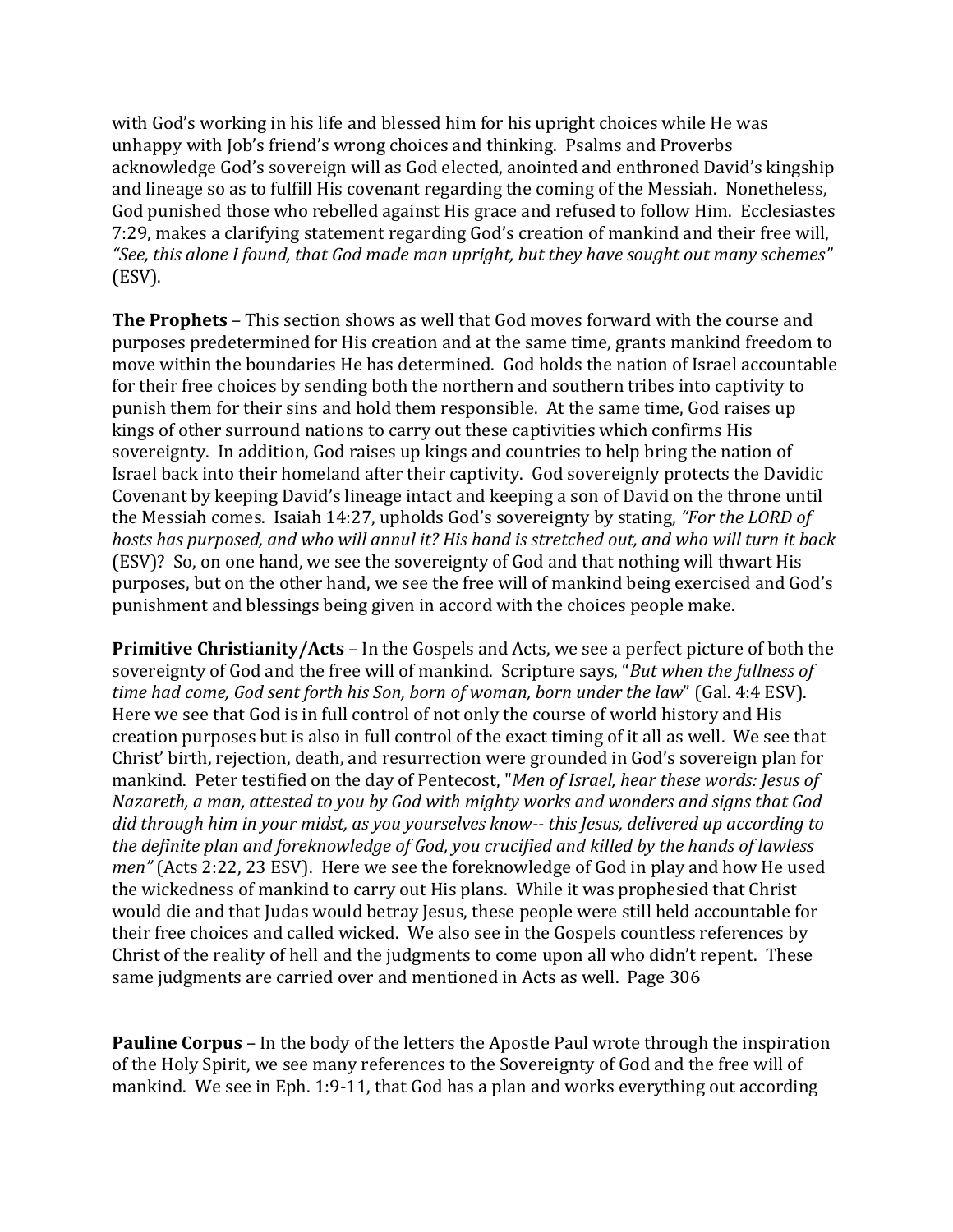with God's working in his life and blessed him for his upright choices while He was unhappy with Job's friend's wrong choices and thinking. Psalms and Proverbs acknowledge God's sovereign will as God elected, anointed and enthroned David's kingship and lineage so as to fulfill His covenant regarding the coming of the Messiah. Nonetheless, God punished those who rebelled against His grace and refused to follow Him. Ecclesiastes 7:29, makes a clarifying statement regarding God's creation of mankind and their free will, *"See, this alone I found, that God made man upright, but they have sought out many schemes"* (ESV).

**The Prophets** – This section shows as well that God moves forward with the course and purposes predetermined for His creation and at the same time, grants mankind freedom to move within the boundaries He has determined. God holds the nation of Israel accountable for their free choices by sending both the northern and southern tribes into captivity to punish them for their sins and hold them responsible. At the same time, God raises up kings of other surround nations to carry out these captivities which confirms His sovereignty. In addition, God raises up kings and countries to help bring the nation of Israel back into their homeland after their captivity. God sovereignly protects the Davidic Covenant by keeping David's lineage intact and keeping a son of David on the throne until the Messiah comes. Isaiah 14:27, upholds God's sovereignty by stating, *"For the LORD of hosts has purposed, and who will annul it? His hand is stretched out, and who will turn it back* (ESV)? So, on one hand, we see the sovereignty of God and that nothing will thwart His purposes, but on the other hand, we see the free will of mankind being exercised and God's punishment and blessings being given in accord with the choices people make.

**Primitive Christianity/Acts** – In the Gospels and Acts, we see a perfect picture of both the sovereignty of God and the free will of mankind. Scripture says, "*But when the fullness of time had come, God sent forth his Son, born of woman, born under the law*" (Gal. 4:4 ESV). Here we see that God is in full control of not only the course of world history and His creation purposes but is also in full control of the exact timing of it all as well. We see that Christ' birth, rejection, death, and resurrection were grounded in God's sovereign plan for mankind. Peter testified on the day of Pentecost, "*Men of Israel, hear these words: Jesus of Nazareth, a man, attested to you by God with mighty works and wonders and signs that God did through him in your midst, as you yourselves know-- this Jesus, delivered up according to the definite plan and foreknowledge of God, you crucified and killed by the hands of lawless men"* (Acts 2:22, 23 ESV). Here we see the foreknowledge of God in play and how He used the wickedness of mankind to carry out His plans. While it was prophesied that Christ would die and that Judas would betray Jesus, these people were still held accountable for their free choices and called wicked. We also see in the Gospels countless references by Christ of the reality of hell and the judgments to come upon all who didn't repent. These same judgments are carried over and mentioned in Acts as well. Page 306

**Pauline Corpus** – In the body of the letters the Apostle Paul wrote through the inspiration of the Holy Spirit, we see many references to the Sovereignty of God and the free will of mankind. We see in Eph. 1:9-11, that God has a plan and works everything out according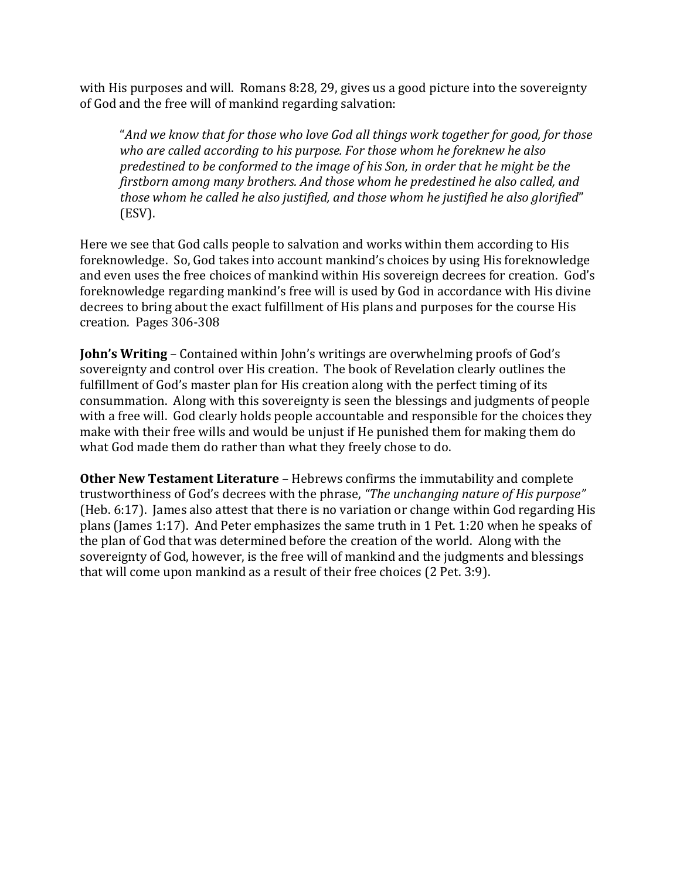with His purposes and will. Romans 8:28, 29, gives us a good picture into the sovereignty of God and the free will of mankind regarding salvation:

> "*And we know that for those who love God all things work together for good, for those who are called according to his purpose. For those whom he foreknew he also predestined to be conformed to the image of his Son, in order that he might be the firstborn among many brothers. And those whom he predestined he also called, and those whom he called he also justified, and those whom he justified he also glorified*" (ESV).

Here we see that God calls people to salvation and works within them according to His foreknowledge. So, God takes into account mankind's choices by using His foreknowledge and even uses the free choices of mankind within His sovereign decrees for creation. God's foreknowledge regarding mankind's free will is used by God in accordance with His divine decrees to bring about the exact fulfillment of His plans and purposes for the course His creation. Pages 306-308

**John's Writing** – Contained within John's writings are overwhelming proofs of God's sovereignty and control over His creation. The book of Revelation clearly outlines the fulfillment of God's master plan for His creation along with the perfect timing of its consummation. Along with this sovereignty is seen the blessings and judgments of people with a free will. God clearly holds people accountable and responsible for the choices they make with their free wills and would be unjust if He punished them for making them do what God made them do rather than what they freely chose to do.

**Other New Testament Literature** – Hebrews confirms the immutability and complete trustworthiness of God's decrees with the phrase, *"The unchanging nature of His purpose"* (Heb. 6:17). James also attest that there is no variation or change within God regarding His plans (James 1:17). And Peter emphasizes the same truth in 1 Pet. 1:20 when he speaks of the plan of God that was determined before the creation of the world. Along with the sovereignty of God, however, is the free will of mankind and the judgments and blessings that will come upon mankind as a result of their free choices (2 Pet. 3:9).